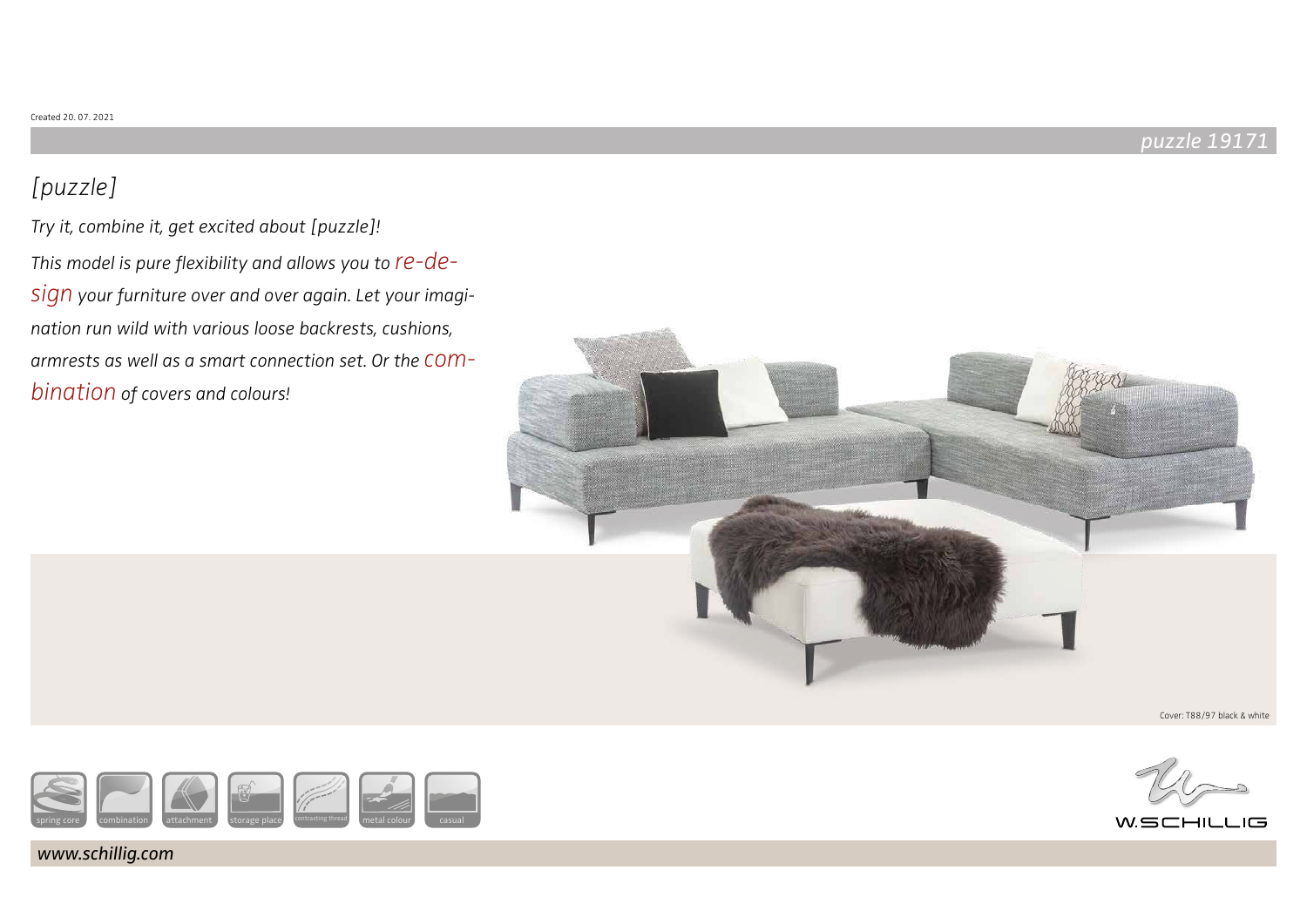Created 20. 07. 2021

# puzzle 19171

## *[puzzle]*

*Try it, combine it, get excited about [puzzle]!*

*This model is pure flexibility and allows you to re-design your furniture over and over again. Let your imagination run wild with various loose backrests, cushions, armrests as well as a smart connection set. Or the combination of covers and colours!*

Cover: T88/97 black & white

spring core | combination | attachment | storage place | contrasting thread | metal colour | casual

W.SCHILLIG

*www.schillig.com*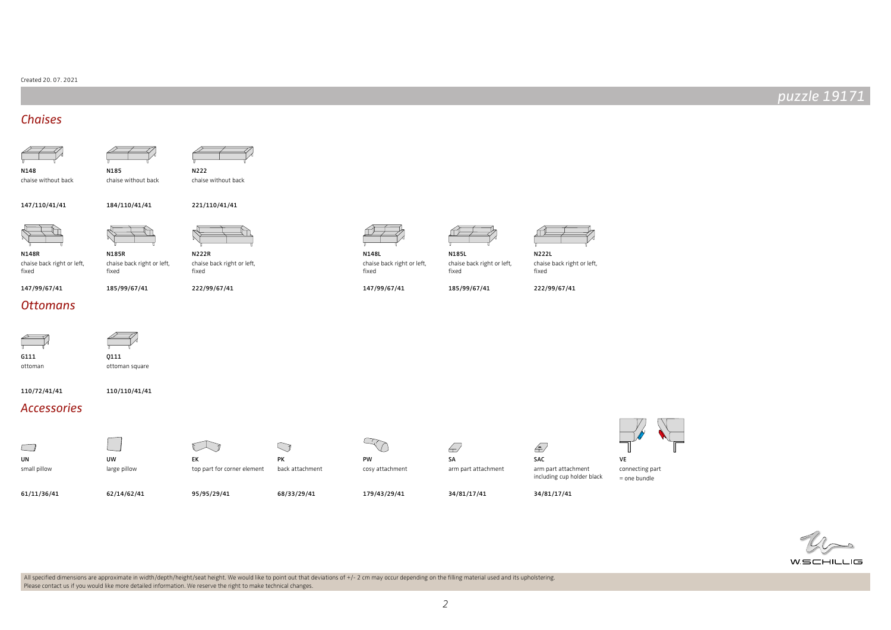Created 20. 07. 2021

# puzzle 19171

## Chaises

| Code | Description | Dimensions |
|---|---|---|
| N148 | chaise without back | 147/110/41/41 |
| N185 | chaise without back | 184/110/41/41 |
| N222 | chaise without back | 221/110/41/41 |
| N148R | chaise back right or left, fixed | 147/99/67/41 |
| N185R | chaise back right or left, fixed | 185/99/67/41 |
| N222R | chaise back right or left, fixed | 222/99/67/41 |
| N148L | chaise back right or left, fixed | 147/99/67/41 |
| N185L | chaise back right or left, fixed | 185/99/67/41 |
| N222L | chaise back right or left, fixed | 222/99/67/41 |

## Ottomans

| Code | Description | Dimensions |
|---|---|---|
| G111 | ottoman | 110/72/41/41 |
| Q111 | ottoman square | 110/110/41/41 |

## Accessories

| Code | Description | Dimensions |
|---|---|---|
| UN | small pillow | 61/11/36/41 |
| UW | large pillow | 62/14/62/41 |
| EK | top part for corner element | 95/95/29/41 |
| PK | back attachment | 68/33/29/41 |
| PW | cosy attachment | 179/43/29/41 |
| SA | arm part attachment | 34/81/17/41 |
| SAC | arm part attachment including cup holder black | 34/81/17/41 |
| VE | connecting part = one bundle | |

W.SCHILLIG

All specified dimensions are approximate in width/depth/height/seat height. We would like to point out that deviations of +/- 2 cm may occur depending on the filling material used and its upholstering.
Please contact us if you would like more detailed information. We reserve the right to make technical changes.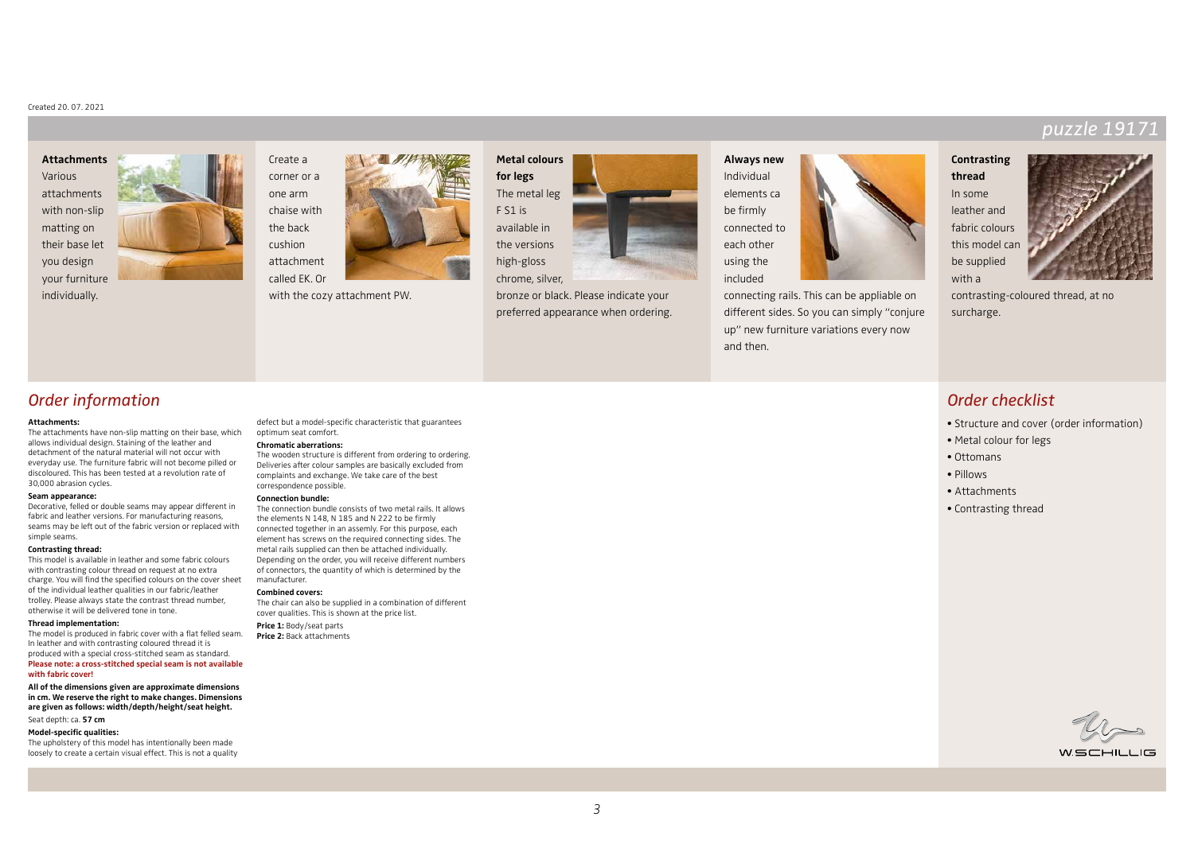Created 20. 07. 2021

# puzzle 19171

**Attachments**
Various attachments with non-slip matting on their base let you design your furniture individually.

Create a corner or a one arm chaise with the back cushion attachment called EK. Or with the cozy attachment PW.

**Metal colours for legs**
The metal leg F S1 is available in the versions high-gloss chrome, silver, bronze or black. Please indicate your preferred appearance when ordering.

**Always new**
Individual elements ca be firmly connected to each other using the included connecting rails. This can be appliable on different sides. So you can simply "conjure up" new furniture variations every now and then.

**Contrasting thread**
In some leather and fabric colours this model can be supplied with a contrasting-coloured thread, at no surcharge.

## Order information

**Attachments:**
The attachments have non-slip matting on their base, which allows individual design. Staining of the leather and detachment of the natural material will not occur with everyday use. The furniture fabric will not become pilled or discoloured. This has been tested at a revolution rate of 30,000 abrasion cycles.

**Seam appearance:**
Decorative, felled or double seams may appear different in fabric and leather versions. For manufacturing reasons, seams may be left out of the fabric version or replaced with simple seams.

**Contrasting thread:**
This model is available in leather and some fabric colours with contrasting colour thread on request at no extra charge. You will find the specified colours on the cover sheet of the individual leather qualities in our fabric/leather trolley. Please always state the contrast thread number, otherwise it will be delivered tone in tone.

**Thread implementation:**
The model is produced in fabric cover with a flat felled seam. In leather and with contrasting coloured thread it is produced with a special cross-stitched seam as standard.
**Please note: a cross-stitched special seam is not available with fabric cover!**

**All of the dimensions given are approximate dimensions in cm. We reserve the right to make changes. Dimensions are given as follows: width/depth/height/seat height.**

Seat depth: ca. **57 cm**

**Model-specific qualities:**
The upholstery of this model has intentionally been made loosely to create a certain visual effect. This is not a quality defect but a model-specific characteristic that guarantees optimum seat comfort.

**Chromatic aberrations:**
The wooden structure is different from ordering to ordering. Deliveries after colour samples are basically excluded from complaints and exchange. We take care of the best correspondence possible.

**Connection bundle:**
The connection bundle consists of two metal rails. It allows the elements N 148, N 185 and N 222 to be firmly connected together in an assemly. For this purpose, each element has screws on the required connecting sides. The metal rails supplied can then be attached individually. Depending on the order, you will receive different numbers of connectors, the quantity of which is determined by the manufacturer.

**Combined covers:**
The chair can also be supplied in a combination of different cover qualities. This is shown at the price list.

**Price 1:** Body/seat parts
**Price 2:** Back attachments

## Order checklist

- Structure and cover (order information)
- Metal colour for legs
- Ottomans
- Pillows
- Attachments
- Contrasting thread

W.SCHILLIG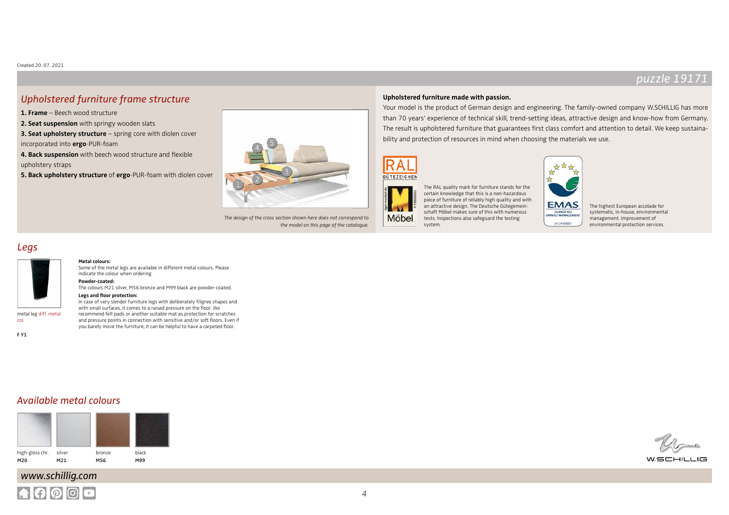Created 20. 07. 2021

## puzzle 19171

## Upholstered furniture frame structure

**1. Frame** – Beech wood structure
**2. Seat suspension** with springy wooden slats
**3. Seat upholstery structure** – spring core with diolen cover incorporated into **ergo**-PUR-foam
**4. Back suspension** with beech wood structure and flexible upholstery straps
**5. Back upholstery structure** of **ergo**-PUR-foam with diolen cover

*The design of the cross section shown here does not correspond to the model on this page of the catalogue.*

**Upholstered furniture made with passion.**

Your model is the product of German design and engineering. The family-owned company W.SCHILLIG has more than 70 years' experience of technical skill, trend-setting ideas, attractive design and know-how from Germany. The result is upholstered furniture that guarantees first class comfort and attention to detail. We keep sustainability and protection of resources in mind when choosing the materials we use.

RAL GÜTEZEICHEN

Möbel

The RAL quality mark for furniture stands for the certain knowledge that this is a non-hazardous piece of furniture of reliably high quality and with an attractive design. The Deutsche Gütegemeinschaft Möbel makes sure of this with numerous tests. Inspections also safeguard the testing system.

EMAS GEPRÜFTES UMWELTMANAGEMENT D-114-00007

The highest European accolade for systematic, in-house, environmental management. Improvement of environmental protection services.

## Legs

metal leg diff. metal col.

F Y1

**Metal colours:**
Some of the metal legs are available in different metal colours. Please indicate the colour when ordering.

**Powder-coated:**
The colours M21 silver, M56 bronze and M99 black are powder-coated.

**Legs and floor protection:**
In case of very slender furniture legs with deliberately filigree shapes and with small surfaces, it comes to a raised pressure on the floor. We recommend felt pads or another suitable mat as protection for scratches and pressure points in connection with sensitive and/or soft floors. Even if you barely move the furniture, it can be helpful to have a carpeted floor.

## Available metal colours

| high-gloss chr. | silver | bronze | black |
|---|---|---|---|
| M20 | M21 | M56 | M99 |

W.SCHILLIG

www.schillig.com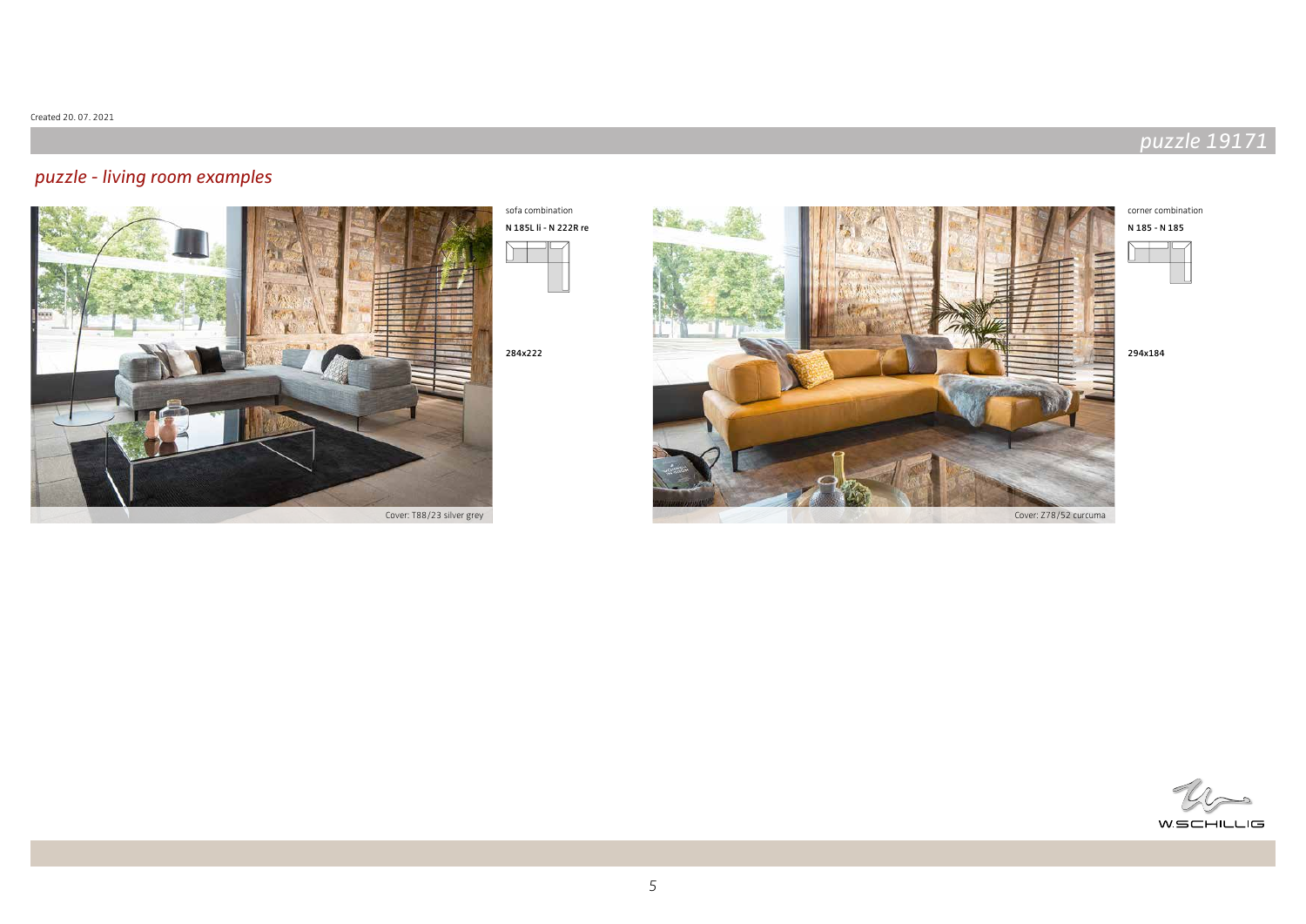Created 20. 07. 2021

# puzzle 19171

## *puzzle - living room examples*

Cover: T88/23 silver grey

sofa combination

**N 185L li - N 222R re**

**284x222**

Cover: Z78/52 curcuma

corner combination

**N 185 - N 185**

**294x184**

W.SCHILLIG